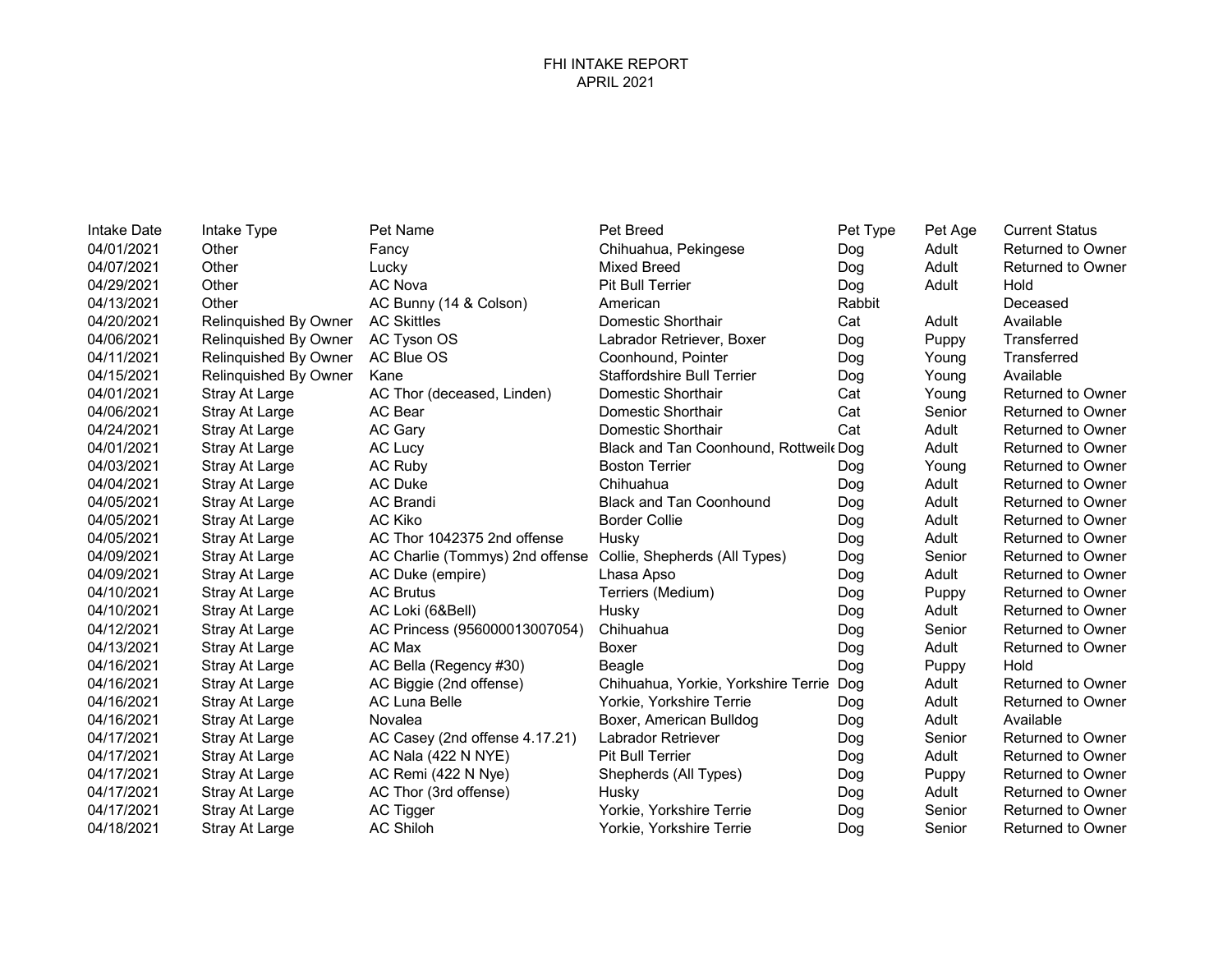# FHI INTAKE REPORT
## APRIL 2021

| Intake Date | Intake Type | Pet Name | Pet Breed | Pet Type | Pet Age | Current Status |
|---|---|---|---|---|---|---|
| 04/01/2021 | Other | Fancy | Chihuahua, Pekingese | Dog | Adult | Returned to Owner |
| 04/07/2021 | Other | Lucky | Mixed Breed | Dog | Adult | Returned to Owner |
| 04/29/2021 | Other | AC Nova | Pit Bull Terrier | Dog | Adult | Hold |
| 04/13/2021 | Other | AC Bunny (14 & Colson) | American | Rabbit | | Deceased |
| 04/20/2021 | Relinquished By Owner | AC Skittles | Domestic Shorthair | Cat | Adult | Available |
| 04/06/2021 | Relinquished By Owner | AC Tyson OS | Labrador Retriever, Boxer | Dog | Puppy | Transferred |
| 04/11/2021 | Relinquished By Owner | AC Blue OS | Coonhound, Pointer | Dog | Young | Transferred |
| 04/15/2021 | Relinquished By Owner | Kane | Staffordshire Bull Terrier | Dog | Young | Available |
| 04/01/2021 | Stray At Large | AC Thor (deceased, Linden) | Domestic Shorthair | Cat | Young | Returned to Owner |
| 04/06/2021 | Stray At Large | AC Bear | Domestic Shorthair | Cat | Senior | Returned to Owner |
| 04/24/2021 | Stray At Large | AC Gary | Domestic Shorthair | Cat | Adult | Returned to Owner |
| 04/01/2021 | Stray At Large | AC Lucy | Black and Tan Coonhound, Rottweile | Dog | Adult | Returned to Owner |
| 04/03/2021 | Stray At Large | AC Ruby | Boston Terrier | Dog | Young | Returned to Owner |
| 04/04/2021 | Stray At Large | AC Duke | Chihuahua | Dog | Adult | Returned to Owner |
| 04/05/2021 | Stray At Large | AC Brandi | Black and Tan Coonhound | Dog | Adult | Returned to Owner |
| 04/05/2021 | Stray At Large | AC Kiko | Border Collie | Dog | Adult | Returned to Owner |
| 04/05/2021 | Stray At Large | AC Thor 1042375 2nd offense | Husky | Dog | Adult | Returned to Owner |
| 04/09/2021 | Stray At Large | AC Charlie (Tommys) 2nd offense | Collie, Shepherds (All Types) | Dog | Senior | Returned to Owner |
| 04/09/2021 | Stray At Large | AC Duke (empire) | Lhasa Apso | Dog | Adult | Returned to Owner |
| 04/10/2021 | Stray At Large | AC Brutus | Terriers (Medium) | Dog | Puppy | Returned to Owner |
| 04/10/2021 | Stray At Large | AC Loki (6&Bell) | Husky | Dog | Adult | Returned to Owner |
| 04/12/2021 | Stray At Large | AC Princess (956000013007054) | Chihuahua | Dog | Senior | Returned to Owner |
| 04/13/2021 | Stray At Large | AC Max | Boxer | Dog | Adult | Returned to Owner |
| 04/16/2021 | Stray At Large | AC Bella (Regency #30) | Beagle | Dog | Puppy | Hold |
| 04/16/2021 | Stray At Large | AC Biggie (2nd offense) | Chihuahua, Yorkie, Yorkshire Terrie | Dog | Adult | Returned to Owner |
| 04/16/2021 | Stray At Large | AC Luna Belle | Yorkie, Yorkshire Terrie | Dog | Adult | Returned to Owner |
| 04/16/2021 | Stray At Large | Novalea | Boxer, American Bulldog | Dog | Adult | Available |
| 04/17/2021 | Stray At Large | AC Casey (2nd offense 4.17.21) | Labrador Retriever | Dog | Senior | Returned to Owner |
| 04/17/2021 | Stray At Large | AC Nala (422 N NYE) | Pit Bull Terrier | Dog | Adult | Returned to Owner |
| 04/17/2021 | Stray At Large | AC Remi (422 N Nye) | Shepherds (All Types) | Dog | Puppy | Returned to Owner |
| 04/17/2021 | Stray At Large | AC Thor (3rd offense) | Husky | Dog | Adult | Returned to Owner |
| 04/17/2021 | Stray At Large | AC Tigger | Yorkie, Yorkshire Terrie | Dog | Senior | Returned to Owner |
| 04/18/2021 | Stray At Large | AC Shiloh | Yorkie, Yorkshire Terrie | Dog | Senior | Returned to Owner |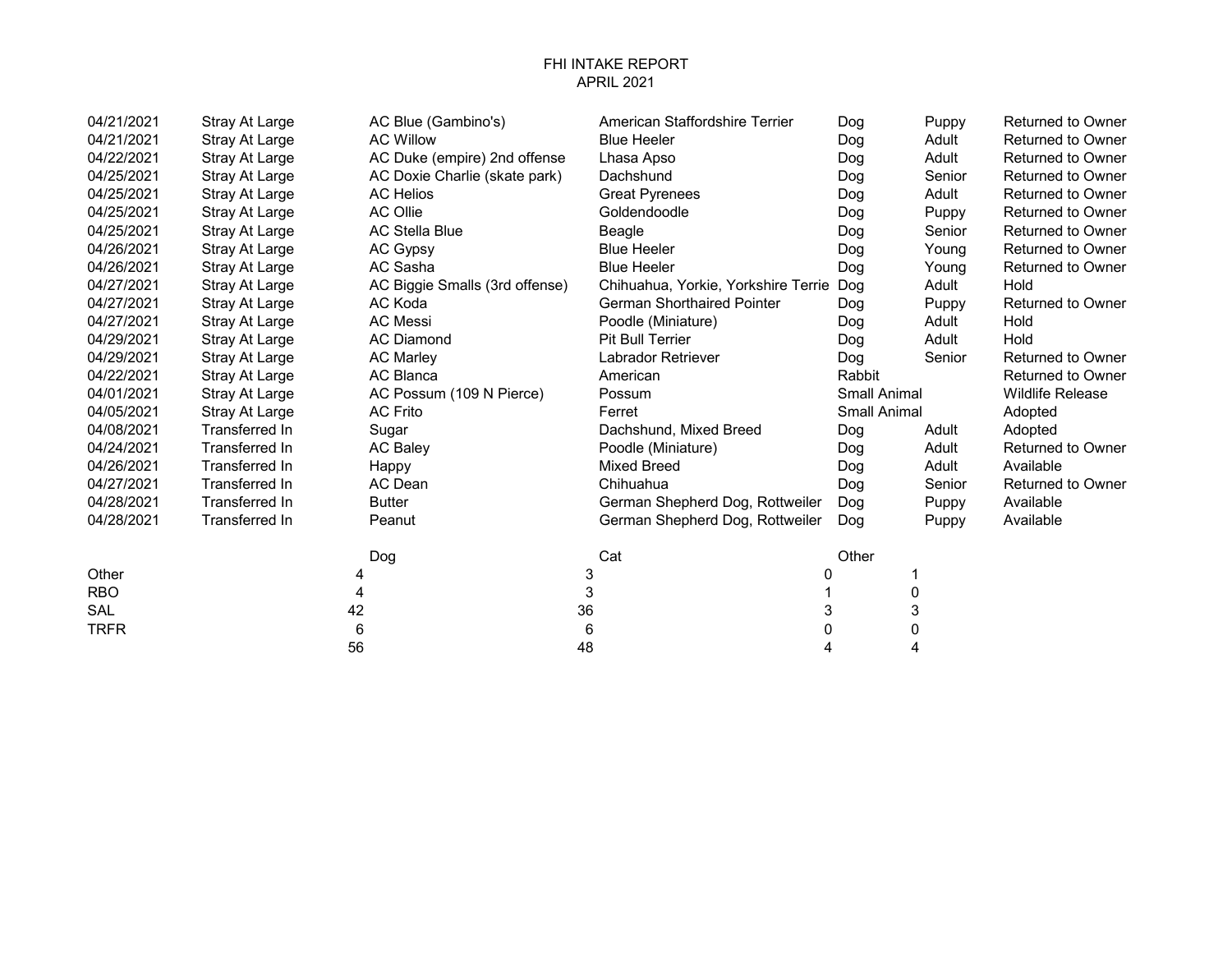# FHI INTAKE REPORT
## APRIL 2021

| | | | | | | |
|---|---|---|---|---|---|---|
| 04/21/2021 | Stray At Large | AC Blue (Gambino's) | American Staffordshire Terrier | Dog | Puppy | Returned to Owner |
| 04/21/2021 | Stray At Large | AC Willow | Blue Heeler | Dog | Adult | Returned to Owner |
| 04/22/2021 | Stray At Large | AC Duke (empire) 2nd offense | Lhasa Apso | Dog | Adult | Returned to Owner |
| 04/25/2021 | Stray At Large | AC Doxie Charlie (skate park) | Dachshund | Dog | Senior | Returned to Owner |
| 04/25/2021 | Stray At Large | AC Helios | Great Pyrenees | Dog | Adult | Returned to Owner |
| 04/25/2021 | Stray At Large | AC Ollie | Goldendoodle | Dog | Puppy | Returned to Owner |
| 04/25/2021 | Stray At Large | AC Stella Blue | Beagle | Dog | Senior | Returned to Owner |
| 04/26/2021 | Stray At Large | AC Gypsy | Blue Heeler | Dog | Young | Returned to Owner |
| 04/26/2021 | Stray At Large | AC Sasha | Blue Heeler | Dog | Young | Returned to Owner |
| 04/27/2021 | Stray At Large | AC Biggie Smalls (3rd offense) | Chihuahua, Yorkie, Yorkshire Terrie | Dog | Adult | Hold |
| 04/27/2021 | Stray At Large | AC Koda | German Shorthaired Pointer | Dog | Puppy | Returned to Owner |
| 04/27/2021 | Stray At Large | AC Messi | Poodle (Miniature) | Dog | Adult | Hold |
| 04/29/2021 | Stray At Large | AC Diamond | Pit Bull Terrier | Dog | Adult | Hold |
| 04/29/2021 | Stray At Large | AC Marley | Labrador Retriever | Dog | Senior | Returned to Owner |
| 04/22/2021 | Stray At Large | AC Blanca | American | Rabbit | | Returned to Owner |
| 04/01/2021 | Stray At Large | AC Possum (109 N Pierce) | Possum | Small Animal | | Wildlife Release |
| 04/05/2021 | Stray At Large | AC Frito | Ferret | Small Animal | | Adopted |
| 04/08/2021 | Transferred In | Sugar | Dachshund, Mixed Breed | Dog | Adult | Adopted |
| 04/24/2021 | Transferred In | AC Baley | Poodle (Miniature) | Dog | Adult | Returned to Owner |
| 04/26/2021 | Transferred In | Happy | Mixed Breed | Dog | Adult | Available |
| 04/27/2021 | Transferred In | AC Dean | Chihuahua | Dog | Senior | Returned to Owner |
| 04/28/2021 | Transferred In | Butter | German Shepherd Dog, Rottweiler | Dog | Puppy | Available |
| 04/28/2021 | Transferred In | Peanut | German Shepherd Dog, Rottweiler | Dog | Puppy | Available |

| | | Dog | Cat | Other |
|---|---|---|---|---|
| Other | 4 | 3 | 0 | 1 |
| RBO | 4 | 3 | 1 | 0 |
| SAL | 42 | 36 | 3 | 3 |
| TRFR | 6 | 6 | 0 | 0 |
| | 56 | 48 | 4 | 4 |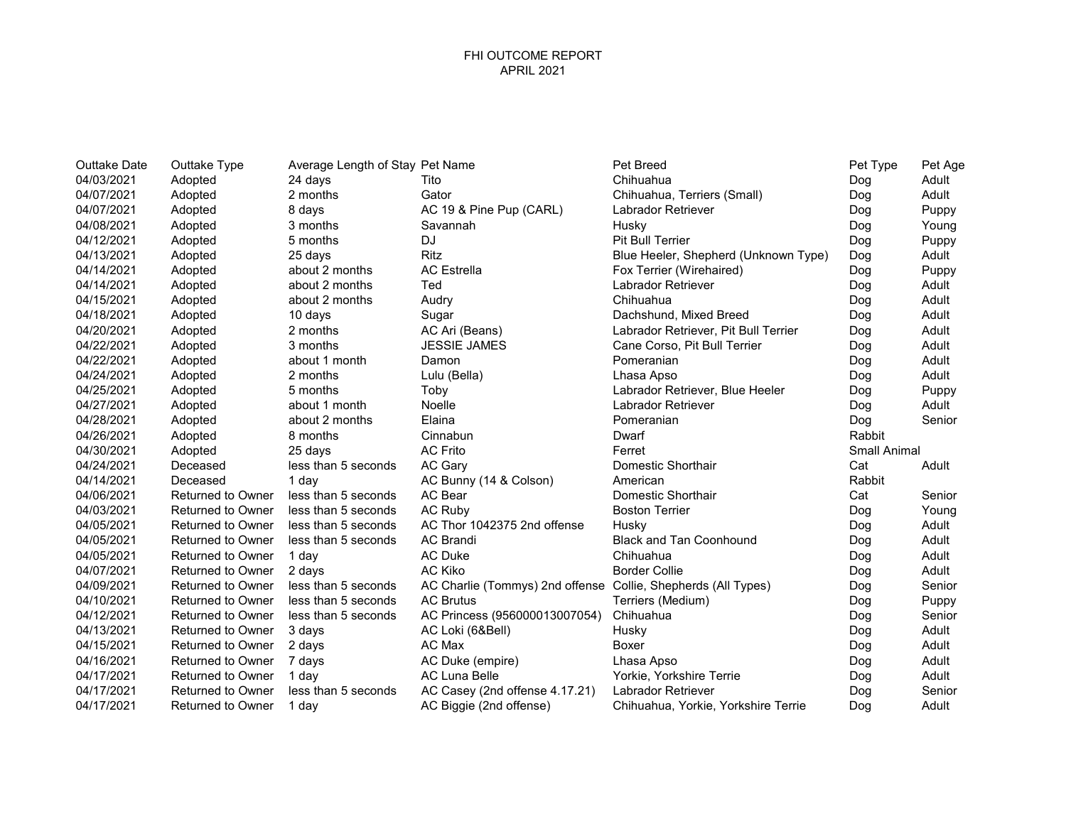FHI OUTCOME REPORT
APRIL 2021

| Outtake Date | Outtake Type | Average Length of Stay | Pet Name | Pet Breed | Pet Type | Pet Age |
|---|---|---|---|---|---|---|
| 04/03/2021 | Adopted | 24 days | Tito | Chihuahua | Dog | Adult |
| 04/07/2021 | Adopted | 2 months | Gator | Chihuahua, Terriers (Small) | Dog | Adult |
| 04/07/2021 | Adopted | 8 days | AC 19 & Pine Pup (CARL) | Labrador Retriever | Dog | Puppy |
| 04/08/2021 | Adopted | 3 months | Savannah | Husky | Dog | Young |
| 04/12/2021 | Adopted | 5 months | DJ | Pit Bull Terrier | Dog | Puppy |
| 04/13/2021 | Adopted | 25 days | Ritz | Blue Heeler, Shepherd (Unknown Type) | Dog | Adult |
| 04/14/2021 | Adopted | about 2 months | AC Estrella | Fox Terrier (Wirehaired) | Dog | Puppy |
| 04/14/2021 | Adopted | about 2 months | Ted | Labrador Retriever | Dog | Adult |
| 04/15/2021 | Adopted | about 2 months | Audry | Chihuahua | Dog | Adult |
| 04/18/2021 | Adopted | 10 days | Sugar | Dachshund, Mixed Breed | Dog | Adult |
| 04/20/2021 | Adopted | 2 months | AC Ari (Beans) | Labrador Retriever, Pit Bull Terrier | Dog | Adult |
| 04/22/2021 | Adopted | 3 months | JESSIE JAMES | Cane Corso, Pit Bull Terrier | Dog | Adult |
| 04/22/2021 | Adopted | about 1 month | Damon | Pomeranian | Dog | Adult |
| 04/24/2021 | Adopted | 2 months | Lulu (Bella) | Lhasa Apso | Dog | Adult |
| 04/25/2021 | Adopted | 5 months | Toby | Labrador Retriever, Blue Heeler | Dog | Puppy |
| 04/27/2021 | Adopted | about 1 month | Noelle | Labrador Retriever | Dog | Adult |
| 04/28/2021 | Adopted | about 2 months | Elaina | Pomeranian | Dog | Senior |
| 04/26/2021 | Adopted | 8 months | Cinnabun | Dwarf | Rabbit | |
| 04/30/2021 | Adopted | 25 days | AC Frito | Ferret | Small Animal | |
| 04/24/2021 | Deceased | less than 5 seconds | AC Gary | Domestic Shorthair | Cat | Adult |
| 04/14/2021 | Deceased | 1 day | AC Bunny (14 & Colson) | American | Rabbit | |
| 04/06/2021 | Returned to Owner | less than 5 seconds | AC Bear | Domestic Shorthair | Cat | Senior |
| 04/03/2021 | Returned to Owner | less than 5 seconds | AC Ruby | Boston Terrier | Dog | Young |
| 04/05/2021 | Returned to Owner | less than 5 seconds | AC Thor 1042375 2nd offense | Husky | Dog | Adult |
| 04/05/2021 | Returned to Owner | less than 5 seconds | AC Brandi | Black and Tan Coonhound | Dog | Adult |
| 04/05/2021 | Returned to Owner | 1 day | AC Duke | Chihuahua | Dog | Adult |
| 04/07/2021 | Returned to Owner | 2 days | AC Kiko | Border Collie | Dog | Adult |
| 04/09/2021 | Returned to Owner | less than 5 seconds | AC Charlie (Tommys) 2nd offense | Collie, Shepherds (All Types) | Dog | Senior |
| 04/10/2021 | Returned to Owner | less than 5 seconds | AC Brutus | Terriers (Medium) | Dog | Puppy |
| 04/12/2021 | Returned to Owner | less than 5 seconds | AC Princess (956000013007054) | Chihuahua | Dog | Senior |
| 04/13/2021 | Returned to Owner | 3 days | AC Loki (6&Bell) | Husky | Dog | Adult |
| 04/15/2021 | Returned to Owner | 2 days | AC Max | Boxer | Dog | Adult |
| 04/16/2021 | Returned to Owner | 7 days | AC Duke (empire) | Lhasa Apso | Dog | Adult |
| 04/17/2021 | Returned to Owner | 1 day | AC Luna Belle | Yorkie, Yorkshire Terrie | Dog | Adult |
| 04/17/2021 | Returned to Owner | less than 5 seconds | AC Casey (2nd offense 4.17.21) | Labrador Retriever | Dog | Senior |
| 04/17/2021 | Returned to Owner | 1 day | AC Biggie (2nd offense) | Chihuahua, Yorkie, Yorkshire Terrie | Dog | Adult |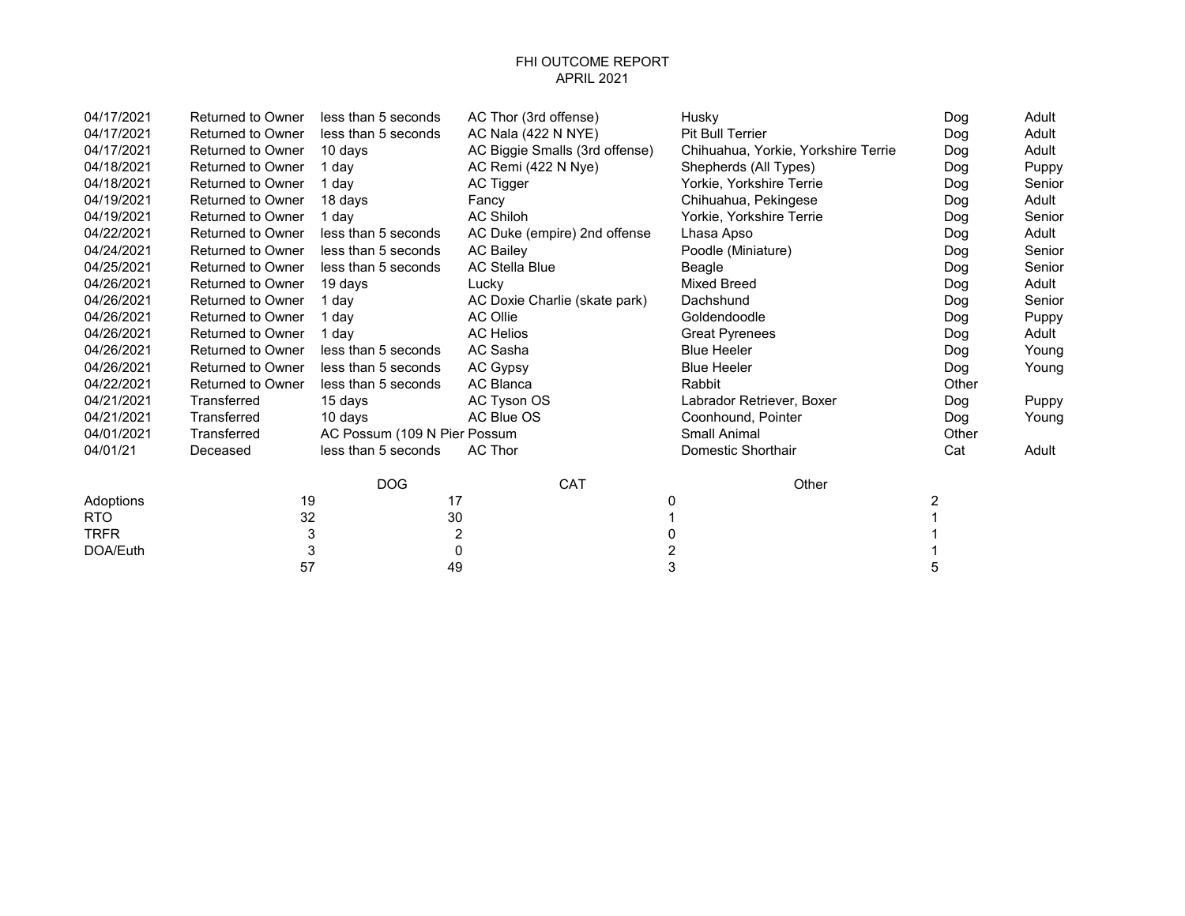FHI OUTCOME REPORT
APRIL 2021

| | | | | | | |
|---|---|---|---|---|---|---|
| 04/17/2021 | Returned to Owner | less than 5 seconds | AC Thor (3rd offense) | Husky | Dog | Adult |
| 04/17/2021 | Returned to Owner | less than 5 seconds | AC Nala (422 N NYE) | Pit Bull Terrier | Dog | Adult |
| 04/17/2021 | Returned to Owner | 10 days | AC Biggie Smalls (3rd offense) | Chihuahua, Yorkie, Yorkshire Terrie | Dog | Adult |
| 04/18/2021 | Returned to Owner | 1 day | AC Remi (422 N Nye) | Shepherds (All Types) | Dog | Puppy |
| 04/18/2021 | Returned to Owner | 1 day | AC Tigger | Yorkie, Yorkshire Terrie | Dog | Senior |
| 04/19/2021 | Returned to Owner | 18 days | Fancy | Chihuahua, Pekingese | Dog | Adult |
| 04/19/2021 | Returned to Owner | 1 day | AC Shiloh | Yorkie, Yorkshire Terrie | Dog | Senior |
| 04/22/2021 | Returned to Owner | less than 5 seconds | AC Duke (empire) 2nd offense | Lhasa Apso | Dog | Adult |
| 04/24/2021 | Returned to Owner | less than 5 seconds | AC Bailey | Poodle (Miniature) | Dog | Senior |
| 04/25/2021 | Returned to Owner | less than 5 seconds | AC Stella Blue | Beagle | Dog | Senior |
| 04/26/2021 | Returned to Owner | 19 days | Lucky | Mixed Breed | Dog | Adult |
| 04/26/2021 | Returned to Owner | 1 day | AC Doxie Charlie (skate park) | Dachshund | Dog | Senior |
| 04/26/2021 | Returned to Owner | 1 day | AC Ollie | Goldendoodle | Dog | Puppy |
| 04/26/2021 | Returned to Owner | 1 day | AC Helios | Great Pyrenees | Dog | Adult |
| 04/26/2021 | Returned to Owner | less than 5 seconds | AC Sasha | Blue Heeler | Dog | Young |
| 04/26/2021 | Returned to Owner | less than 5 seconds | AC Gypsy | Blue Heeler | Dog | Young |
| 04/22/2021 | Returned to Owner | less than 5 seconds | AC Blanca | Rabbit | Other | |
| 04/21/2021 | Transferred | 15 days | AC Tyson OS | Labrador Retriever, Boxer | Dog | Puppy |
| 04/21/2021 | Transferred | 10 days | AC Blue OS | Coonhound, Pointer | Dog | Young |
| 04/01/2021 | Transferred | AC Possum (109 N Pier | Possum | Small Animal | Other | |
| 04/01/21 | Deceased | less than 5 seconds | AC Thor | Domestic Shorthair | Cat | Adult |

| | | DOG | CAT | Other |
|---|---|---|---|---|
| Adoptions | 19 | 17 | 0 | 2 |
| RTO | 32 | 30 | 1 | 1 |
| TRFR | 3 | 2 | 0 | 1 |
| DOA/Euth | 3 | 0 | 2 | 1 |
| | 57 | 49 | 3 | 5 |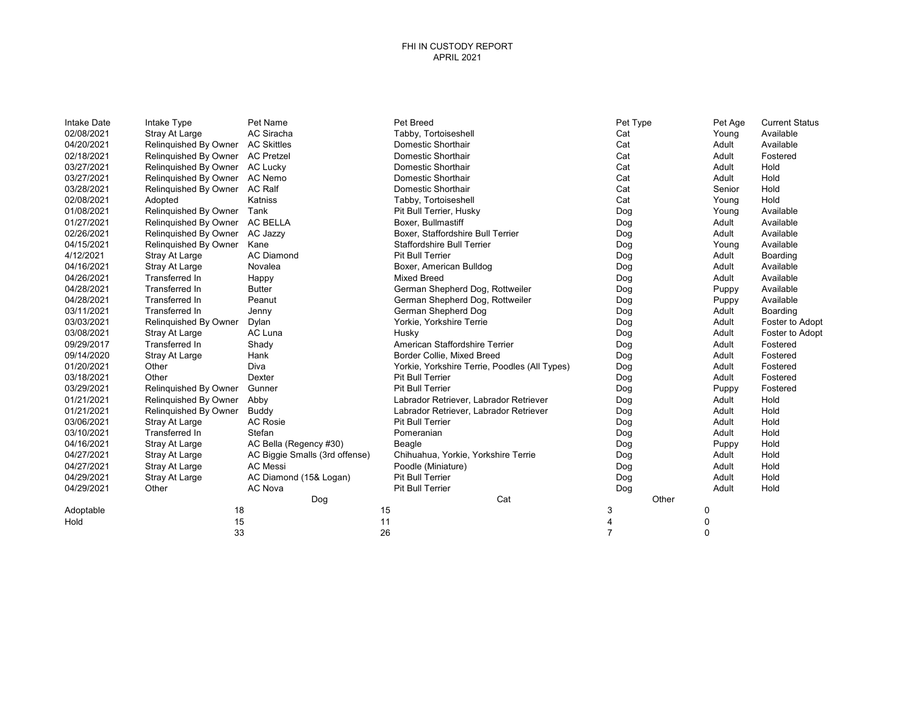# FHI IN CUSTODY REPORT
## APRIL 2021

| Intake Date | Intake Type | Pet Name | Pet Breed | Pet Type | Pet Age | Current Status |
|---|---|---|---|---|---|---|
| 02/08/2021 | Stray At Large | AC Siracha | Tabby, Tortoiseshell | Cat | Young | Available |
| 04/20/2021 | Relinquished By Owner | AC Skittles | Domestic Shorthair | Cat | Adult | Available |
| 02/18/2021 | Relinquished By Owner | AC Pretzel | Domestic Shorthair | Cat | Adult | Fostered |
| 03/27/2021 | Relinquished By Owner | AC Lucky | Domestic Shorthair | Cat | Adult | Hold |
| 03/27/2021 | Relinquished By Owner | AC Nemo | Domestic Shorthair | Cat | Adult | Hold |
| 03/28/2021 | Relinquished By Owner | AC Ralf | Domestic Shorthair | Cat | Senior | Hold |
| 02/08/2021 | Adopted | Katniss | Tabby, Tortoiseshell | Cat | Young | Hold |
| 01/08/2021 | Relinquished By Owner | Tank | Pit Bull Terrier, Husky | Dog | Young | Available |
| 01/27/2021 | Relinquished By Owner | AC BELLA | Boxer, Bullmastiff | Dog | Adult | Available |
| 02/26/2021 | Relinquished By Owner | AC Jazzy | Boxer, Staffordshire Bull Terrier | Dog | Adult | Available |
| 04/15/2021 | Relinquished By Owner | Kane | Staffordshire Bull Terrier | Dog | Young | Available |
| 4/12/2021 | Stray At Large | AC Diamond | Pit Bull Terrier | Dog | Adult | Boarding |
| 04/16/2021 | Stray At Large | Novalea | Boxer, American Bulldog | Dog | Adult | Available |
| 04/26/2021 | Transferred In | Happy | Mixed Breed | Dog | Adult | Available |
| 04/28/2021 | Transferred In | Butter | German Shepherd Dog, Rottweiler | Dog | Puppy | Available |
| 04/28/2021 | Transferred In | Peanut | German Shepherd Dog, Rottweiler | Dog | Puppy | Available |
| 03/11/2021 | Transferred In | Jenny | German Shepherd Dog | Dog | Adult | Boarding |
| 03/03/2021 | Relinquished By Owner | Dylan | Yorkie, Yorkshire Terrie | Dog | Adult | Foster to Adopt |
| 03/08/2021 | Stray At Large | AC Luna | Husky | Dog | Adult | Foster to Adopt |
| 09/29/2017 | Transferred In | Shady | American Staffordshire Terrier | Dog | Adult | Fostered |
| 09/14/2020 | Stray At Large | Hank | Border Collie, Mixed Breed | Dog | Adult | Fostered |
| 01/20/2021 | Other | Diva | Yorkie, Yorkshire Terrie, Poodles (All Types) | Dog | Adult | Fostered |
| 03/18/2021 | Other | Dexter | Pit Bull Terrier | Dog | Adult | Fostered |
| 03/29/2021 | Relinquished By Owner | Gunner | Pit Bull Terrier | Dog | Puppy | Fostered |
| 01/21/2021 | Relinquished By Owner | Abby | Labrador Retriever, Labrador Retriever | Dog | Adult | Hold |
| 01/21/2021 | Relinquished By Owner | Buddy | Labrador Retriever, Labrador Retriever | Dog | Adult | Hold |
| 03/06/2021 | Stray At Large | AC Rosie | Pit Bull Terrier | Dog | Adult | Hold |
| 03/10/2021 | Transferred In | Stefan | Pomeranian | Dog | Adult | Hold |
| 04/16/2021 | Stray At Large | AC Bella (Regency #30) | Beagle | Dog | Puppy | Hold |
| 04/27/2021 | Stray At Large | AC Biggie Smalls (3rd offense) | Chihuahua, Yorkie, Yorkshire Terrie | Dog | Adult | Hold |
| 04/27/2021 | Stray At Large | AC Messi | Poodle (Miniature) | Dog | Adult | Hold |
| 04/29/2021 | Stray At Large | AC Diamond (15& Logan) | Pit Bull Terrier | Dog | Adult | Hold |
| 04/29/2021 | Other | AC Nova | Pit Bull Terrier | Dog | Adult | Hold |

| | | Dog | Cat | Other |
|---|---|---|---|---|
| Adoptable | 18 | 15 | 3 | 0 |
| Hold | 15 | 11 | 4 | 0 |
| | 33 | 26 | 7 | 0 |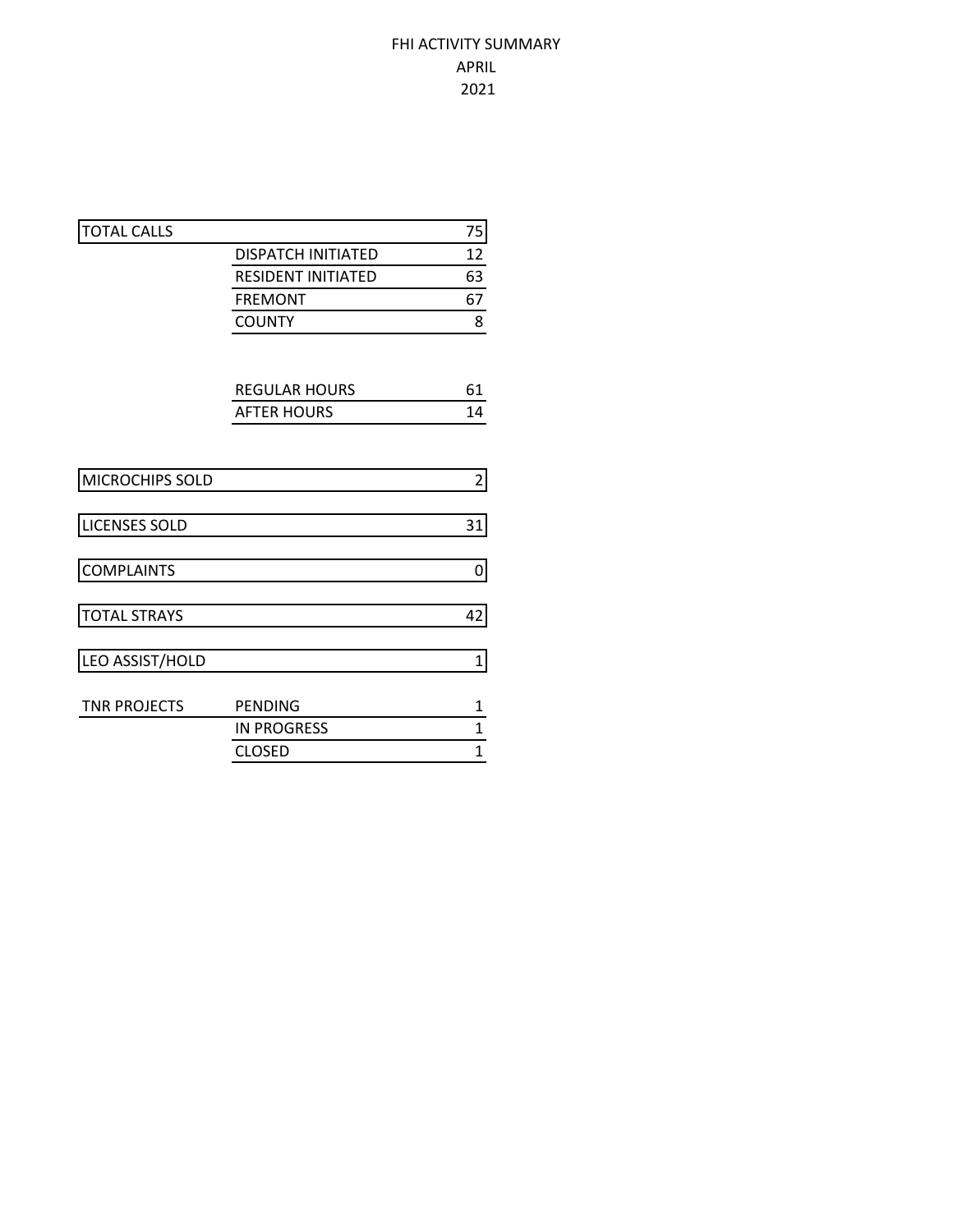# FHI ACTIVITY SUMMARY
## APRIL
## 2021

| | | |
|---|---|---|
| TOTAL CALLS | | 75 |
| | DISPATCH INITIATED | 12 |
| | RESIDENT INITIATED | 63 |
| | FREMONT | 67 |
| | COUNTY | 8 |
| | | |
| | REGULAR HOURS | 61 |
| | AFTER HOURS | 14 |
| | | |
| MICROCHIPS SOLD | | 2 |
| LICENSES SOLD | | 31 |
| COMPLAINTS | | 0 |
| TOTAL STRAYS | | 42 |
| LEO ASSIST/HOLD | | 1 |
| | | |
| TNR PROJECTS | PENDING | 1 |
| | IN PROGRESS | 1 |
| | CLOSED | 1 |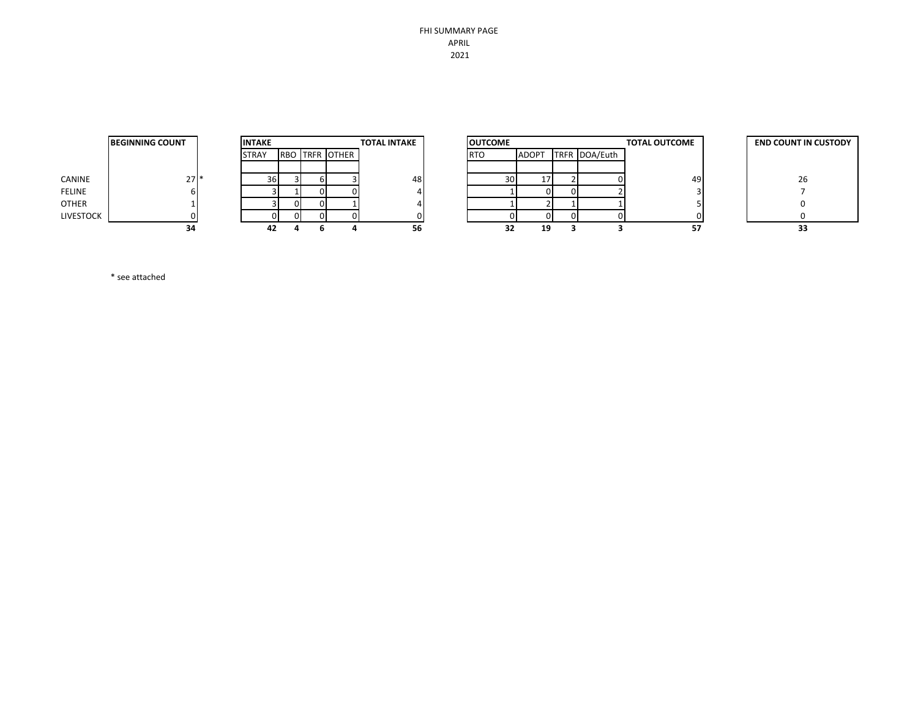# FHI SUMMARY PAGE
APRIL
2021

| | BEGINNING COUNT | INTAKE | | | | TOTAL INTAKE | OUTCOME | | | | TOTAL OUTCOME | END COUNT IN CUSTODY |
|---|---|---|---|---|---|---|---|---|---|---|---|---|
| | | STRAY | RBO | TRFR | OTHER | | RTO | ADOPT | TRFR | DOA/Euth | | |
| CANINE | 27 * | 36 | 3 | 6 | 3 | 48 | 30 | 17 | 2 | 0 | 49 | 26 |
| FELINE | 6 | 3 | 1 | 0 | 0 | 4 | 1 | 0 | 0 | 2 | 3 | 7 |
| OTHER | 1 | 3 | 0 | 0 | 1 | 4 | 1 | 2 | 1 | 1 | 5 | 0 |
| LIVESTOCK | 0 | 0 | 0 | 0 | 0 | 0 | 0 | 0 | 0 | 0 | 0 | 0 |
| | **34** | **42** | **4** | **6** | **4** | **56** | **32** | **19** | **3** | **3** | **57** | **33** |

* see attached